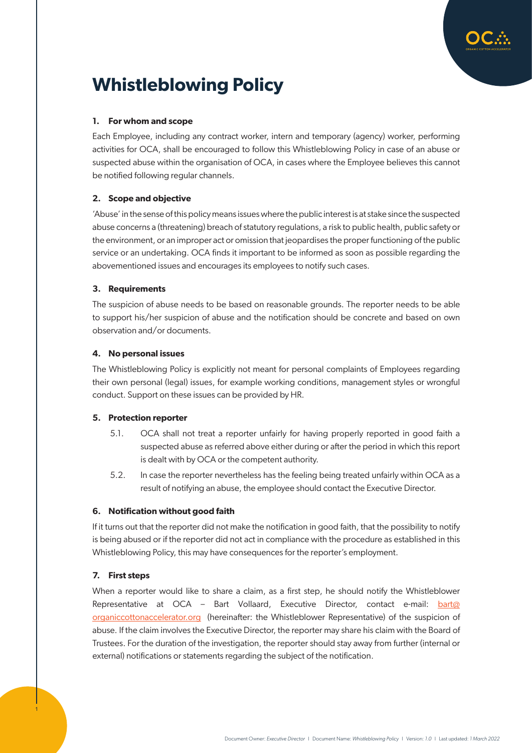# Whistleblowing Policy

## 1. For whom and scope

Each Employee, including any contract worker, intern and temporary (agency) worker, performing activities for OCA, shall be encouraged to follow this Whistleblowing Policy in case of an abuse or suspected abuse within the organisation of OCA, in cases where the Employee believes this cannot be notified following regular channels.

## 2. Scope and objective

'Abuse' in the sense of this policy means issues where the public interest is at stake since the suspected abuse concerns a (threatening) breach of statutory regulations, a risk to public health, public safety or the environment, or an improper act or omission that jeopardises the proper functioning of the public service or an undertaking. OCA finds it important to be informed as soon as possible regarding the abovementioned issues and encourages its employees to notify such cases.

## 3. Requirements

The suspicion of abuse needs to be based on reasonable grounds. The reporter needs to be able to support his/her suspicion of abuse and the notification should be concrete and based on own observation and/or documents.

## 4. No personal issues

The Whistleblowing Policy is explicitly not meant for personal complaints of Employees regarding their own personal (legal) issues, for example working conditions, management styles or wrongful conduct. Support on these issues can be provided by HR.

## 5. Protection reporter

5.1. OCA shall not treat a reporter unfairly for having properly reported in good faith a suspected abuse as referred above either during or after the period in which this report is dealt with by OCA or the competent authority.

5.2. In case the reporter nevertheless has the feeling being treated unfairly within OCA as a result of notifying an abuse, the employee should contact the Executive Director.

## 6. Notification without good faith

If it turns out that the reporter did not make the notification in good faith, that the possibility to notify is being abused or if the reporter did not act in compliance with the procedure as established in this Whistleblowing Policy, this may have consequences for the reporter's employment.

## 7. First steps

When a reporter would like to share a claim, as a first step, he should notify the Whistleblower Representative at OCA – Bart Vollaard, Executive Director, contact e-mail: bart@organiccottonaccelerator.org (hereinafter: the Whistleblower Representative) of the suspicion of abuse. If the claim involves the Executive Director, the reporter may share his claim with the Board of Trustees. For the duration of the investigation, the reporter should stay away from further (internal or external) notifications or statements regarding the subject of the notification.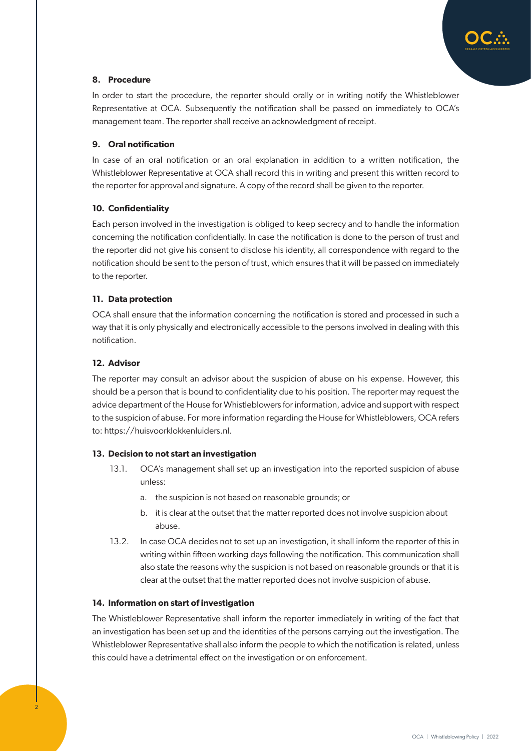## 8. Procedure

In order to start the procedure, the reporter should orally or in writing notify the Whistleblower Representative at OCA. Subsequently the notification shall be passed on immediately to OCA's management team. The reporter shall receive an acknowledgment of receipt.

## 9. Oral notification

In case of an oral notification or an oral explanation in addition to a written notification, the Whistleblower Representative at OCA shall record this in writing and present this written record to the reporter for approval and signature. A copy of the record shall be given to the reporter.

## 10. Confidentiality

Each person involved in the investigation is obliged to keep secrecy and to handle the information concerning the notification confidentially. In case the notification is done to the person of trust and the reporter did not give his consent to disclose his identity, all correspondence with regard to the notification should be sent to the person of trust, which ensures that it will be passed on immediately to the reporter.

## 11. Data protection

OCA shall ensure that the information concerning the notification is stored and processed in such a way that it is only physically and electronically accessible to the persons involved in dealing with this notification.

## 12. Advisor

The reporter may consult an advisor about the suspicion of abuse on his expense. However, this should be a person that is bound to confidentiality due to his position. The reporter may request the advice department of the House for Whistleblowers for information, advice and support with respect to the suspicion of abuse. For more information regarding the House for Whistleblowers, OCA refers to: https://huisvoorklokkenluiders.nl.

## 13. Decision to not start an investigation

13.1. OCA's management shall set up an investigation into the reported suspicion of abuse unless:

a. the suspicion is not based on reasonable grounds; or

b. it is clear at the outset that the matter reported does not involve suspicion about abuse.

13.2. In case OCA decides not to set up an investigation, it shall inform the reporter of this in writing within fifteen working days following the notification. This communication shall also state the reasons why the suspicion is not based on reasonable grounds or that it is clear at the outset that the matter reported does not involve suspicion of abuse.

## 14. Information on start of investigation

The Whistleblower Representative shall inform the reporter immediately in writing of the fact that an investigation has been set up and the identities of the persons carrying out the investigation. The Whistleblower Representative shall also inform the people to which the notification is related, unless this could have a detrimental effect on the investigation or on enforcement.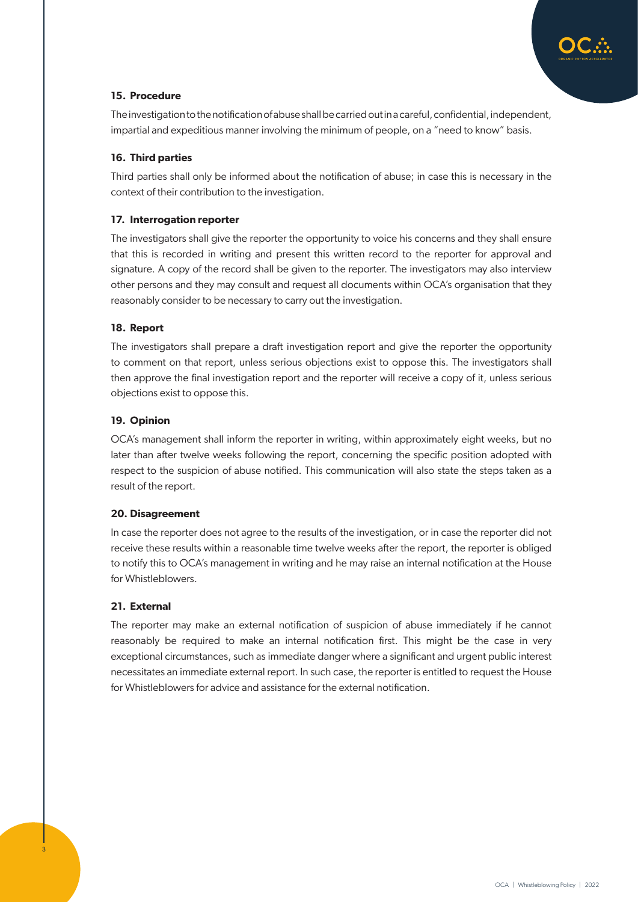**15. Procedure**

The investigation to the notification of abuse shall be carried out in a careful, confidential, independent, impartial and expeditious manner involving the minimum of people, on a "need to know" basis.

**16. Third parties**

Third parties shall only be informed about the notification of abuse; in case this is necessary in the context of their contribution to the investigation.

**17. Interrogation reporter**

The investigators shall give the reporter the opportunity to voice his concerns and they shall ensure that this is recorded in writing and present this written record to the reporter for approval and signature. A copy of the record shall be given to the reporter. The investigators may also interview other persons and they may consult and request all documents within OCA's organisation that they reasonably consider to be necessary to carry out the investigation.

**18. Report**

The investigators shall prepare a draft investigation report and give the reporter the opportunity to comment on that report, unless serious objections exist to oppose this. The investigators shall then approve the final investigation report and the reporter will receive a copy of it, unless serious objections exist to oppose this.

**19. Opinion**

OCA's management shall inform the reporter in writing, within approximately eight weeks, but no later than after twelve weeks following the report, concerning the specific position adopted with respect to the suspicion of abuse notified. This communication will also state the steps taken as a result of the report.

**20. Disagreement**

In case the reporter does not agree to the results of the investigation, or in case the reporter did not receive these results within a reasonable time twelve weeks after the report, the reporter is obliged to notify this to OCA's management in writing and he may raise an internal notification at the House for Whistleblowers.

**21. External**

The reporter may make an external notification of suspicion of abuse immediately if he cannot reasonably be required to make an internal notification first. This might be the case in very exceptional circumstances, such as immediate danger where a significant and urgent public interest necessitates an immediate external report. In such case, the reporter is entitled to request the House for Whistleblowers for advice and assistance for the external notification.